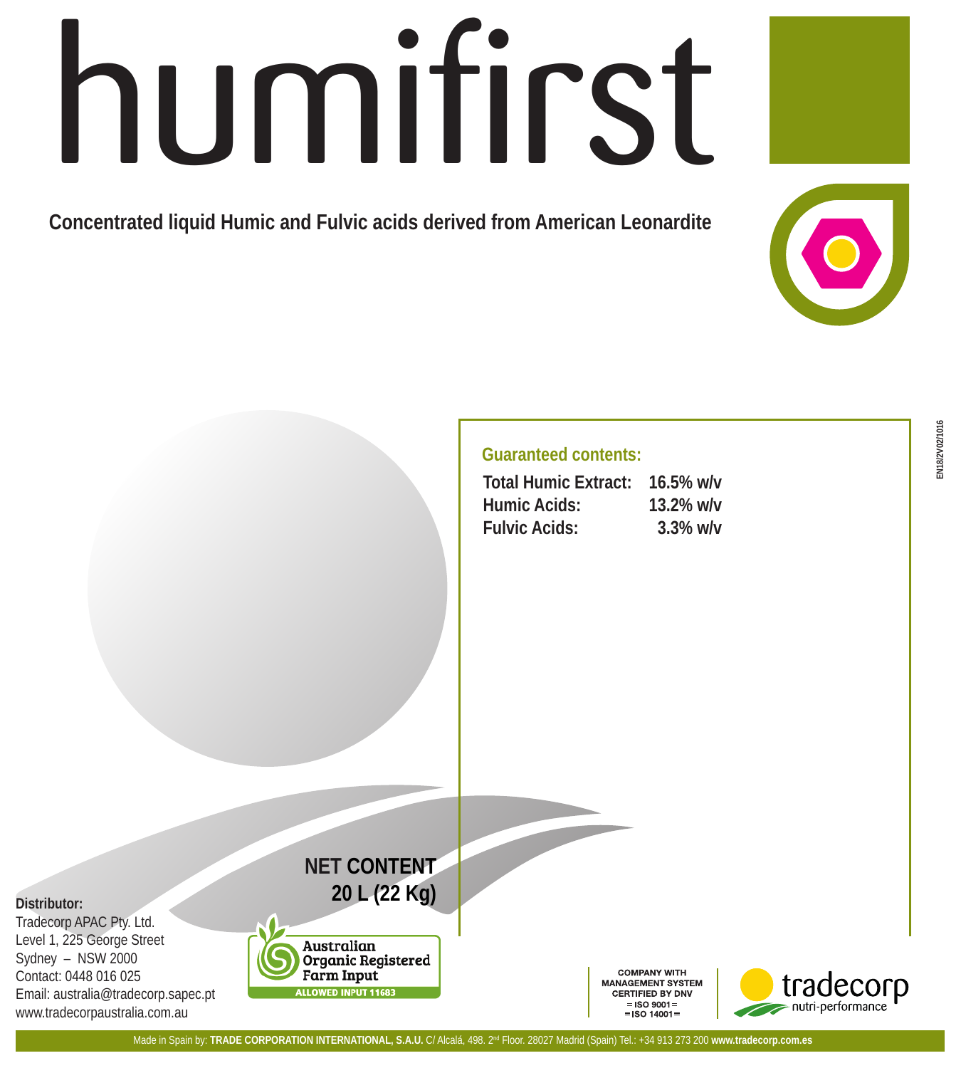# humifirst

**Concentrated liquid Humic and Fulvic acids derived from American Leonardite**

EN18/2V02/1016

## Guaranteed contents:

| | |
|---|---|
| **Total Humic Extract:** | **16.5% w/v** |
| **Humic Acids:** | **13.2% w/v** |
| **Fulvic Acids:** | **3.3% w/v** |

**NET CONTENT**
**20 L (22 Kg)**

**Distributor:**
Tradecorp APAC Pty. Ltd.
Level 1, 225 George Street
Sydney – NSW 2000
Contact: 0448 016 025
Email: australia@tradecorp.sapec.pt
www.tradecorpaustralia.com.au

Australian Organic Registered Farm Input
ALLOWED INPUT 11683

COMPANY WITH MANAGEMENT SYSTEM CERTIFIED BY DNV
= ISO 9001 =
= ISO 14001 =

tradecorp nutri-performance

Made in Spain by: **TRADE CORPORATION INTERNATIONAL, S.A.U.** C/ Alcalá, 498. 2nd Floor. 28027 Madrid (Spain) Tel.: +34 913 273 200 **www.tradecorp.com.es**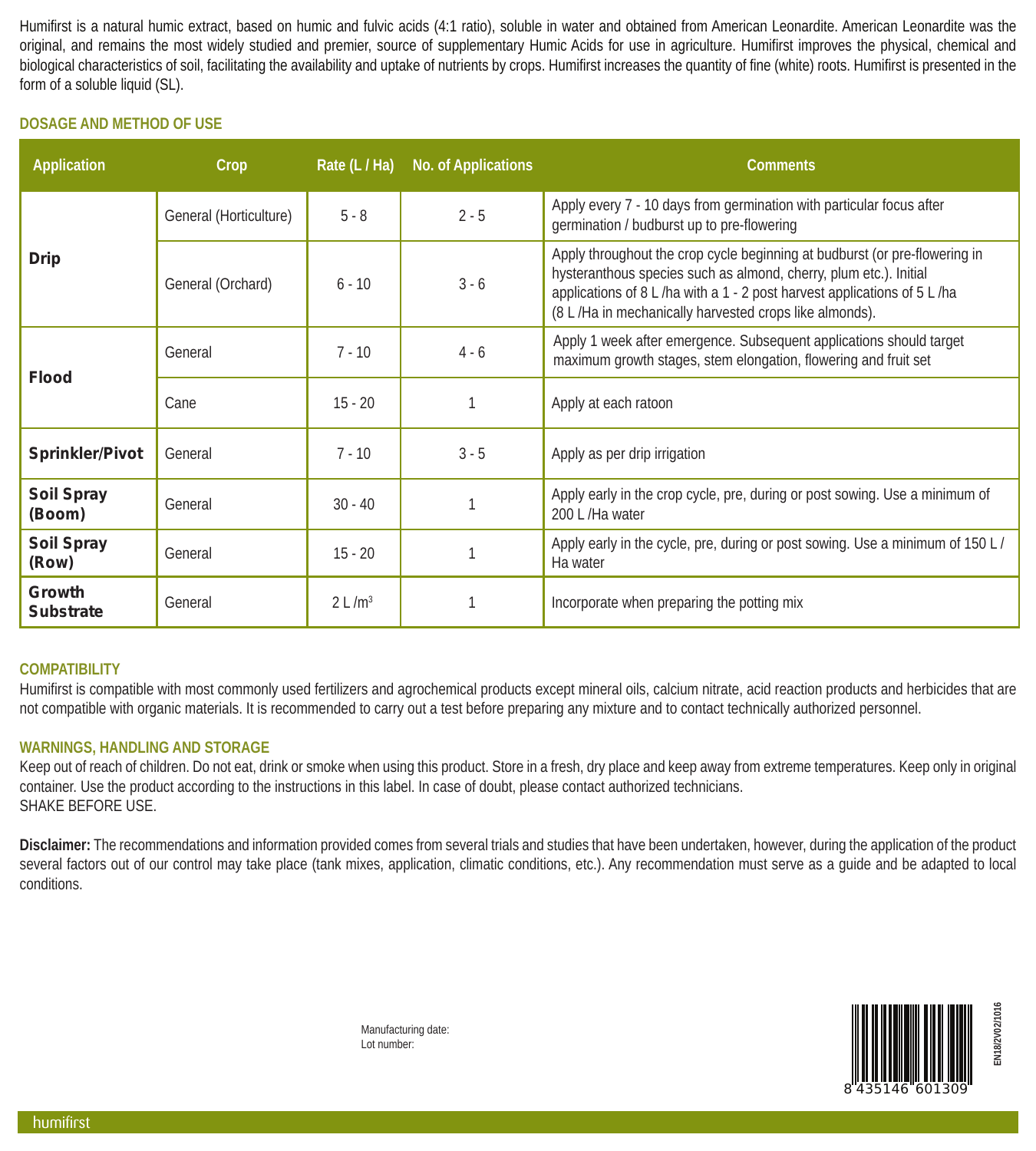Humifirst is a natural humic extract, based on humic and fulvic acids (4:1 ratio), soluble in water and obtained from American Leonardite. American Leonardite was the original, and remains the most widely studied and premier, source of supplementary Humic Acids for use in agriculture. Humifirst improves the physical, chemical and biological characteristics of soil, facilitating the availability and uptake of nutrients by crops. Humifirst increases the quantity of fine (white) roots. Humifirst is presented in the form of a soluble liquid (SL).

## DOSAGE AND METHOD OF USE

| Application | Crop | Rate (L / Ha) | No. of Applications | Comments |
|---|---|---|---|---|
| **Drip** | General (Horticulture) | 5 - 8 | 2 - 5 | Apply every 7 - 10 days from germination with particular focus after germination / budburst up to pre-flowering |
| | General (Orchard) | 6 - 10 | 3 - 6 | Apply throughout the crop cycle beginning at budburst (or pre-flowering in hysteranthous species such as almond, cherry, plum etc.). Initial applications of 8 L /ha with a 1 - 2 post harvest applications of 5 L /ha (8 L /Ha in mechanically harvested crops like almonds). |
| **Flood** | General | 7 - 10 | 4 - 6 | Apply 1 week after emergence. Subsequent applications should target maximum growth stages, stem elongation, flowering and fruit set |
| | Cane | 15 - 20 | 1 | Apply at each ratoon |
| **Sprinkler/Pivot** | General | 7 - 10 | 3 - 5 | Apply as per drip irrigation |
| **Soil Spray (Boom)** | General | 30 - 40 | 1 | Apply early in the crop cycle, pre, during or post sowing. Use a minimum of 200 L /Ha water |
| **Soil Spray (Row)** | General | 15 - 20 | 1 | Apply early in the cycle, pre, during or post sowing. Use a minimum of 150 L / Ha water |
| **Growth Substrate** | General | 2 L /$m^3$ | 1 | Incorporate when preparing the potting mix |

## COMPATIBILITY

Humifirst is compatible with most commonly used fertilizers and agrochemical products except mineral oils, calcium nitrate, acid reaction products and herbicides that are not compatible with organic materials. It is recommended to carry out a test before preparing any mixture and to contact technically authorized personnel.

## WARNINGS, HANDLING AND STORAGE

Keep out of reach of children. Do not eat, drink or smoke when using this product. Store in a fresh, dry place and keep away from extreme temperatures. Keep only in original container. Use the product according to the instructions in this label. In case of doubt, please contact authorized technicians.
SHAKE BEFORE USE.

**Disclaimer:** The recommendations and information provided comes from several trials and studies that have been undertaken, however, during the application of the product several factors out of our control may take place (tank mixes, application, climatic conditions, etc.). Any recommendation must serve as a guide and be adapted to local conditions.

Manufacturing date:
Lot number:

8 435146 601309

EN18/2V02/1016

humifirst